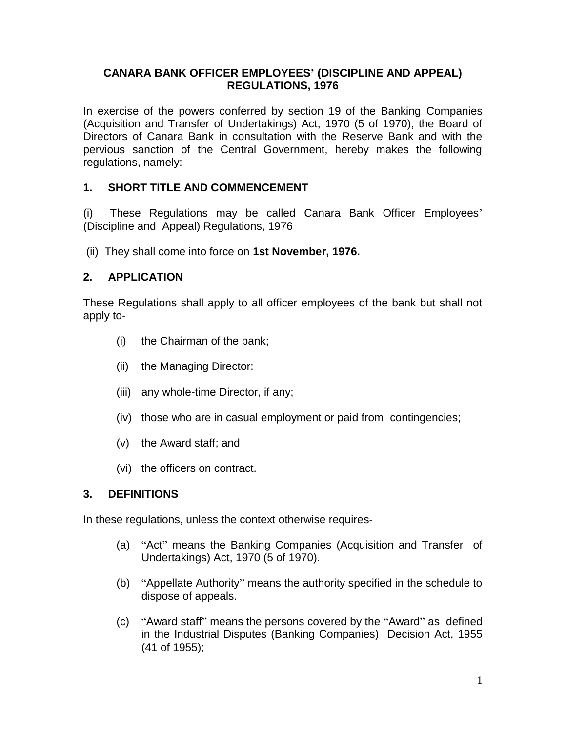# CANARA BANK OFFICER EMPLOYEES' (DISCIPLINE AND APPEAL) REGULATIONS, 1976

In exercise of the powers conferred by section 19 of the Banking Companies (Acquisition and Transfer of Undertakings) Act, 1970 (5 of 1970), the Board of Directors of Canara Bank in consultation with the Reserve Bank and with the pervious sanction of the Central Government, hereby makes the following regulations, namely:

## 1. SHORT TITLE AND COMMENCEMENT

(i) These Regulations may be called Canara Bank Officer Employees' (Discipline and Appeal) Regulations, 1976

(ii) They shall come into force on **1st November, 1976.**

## 2. APPLICATION

These Regulations shall apply to all officer employees of the bank but shall not apply to-

- (i) the Chairman of the bank;
- (ii) the Managing Director:
- (iii) any whole-time Director, if any;
- (iv) those who are in casual employment or paid from contingencies;
- (v) the Award staff; and
- (vi) the officers on contract.

## 3. DEFINITIONS

In these regulations, unless the context otherwise requires-

- (a) "Act" means the Banking Companies (Acquisition and Transfer of Undertakings) Act, 1970 (5 of 1970).
- (b) "Appellate Authority" means the authority specified in the schedule to dispose of appeals.
- (c) "Award staff" means the persons covered by the "Award" as defined in the Industrial Disputes (Banking Companies) Decision Act, 1955 (41 of 1955);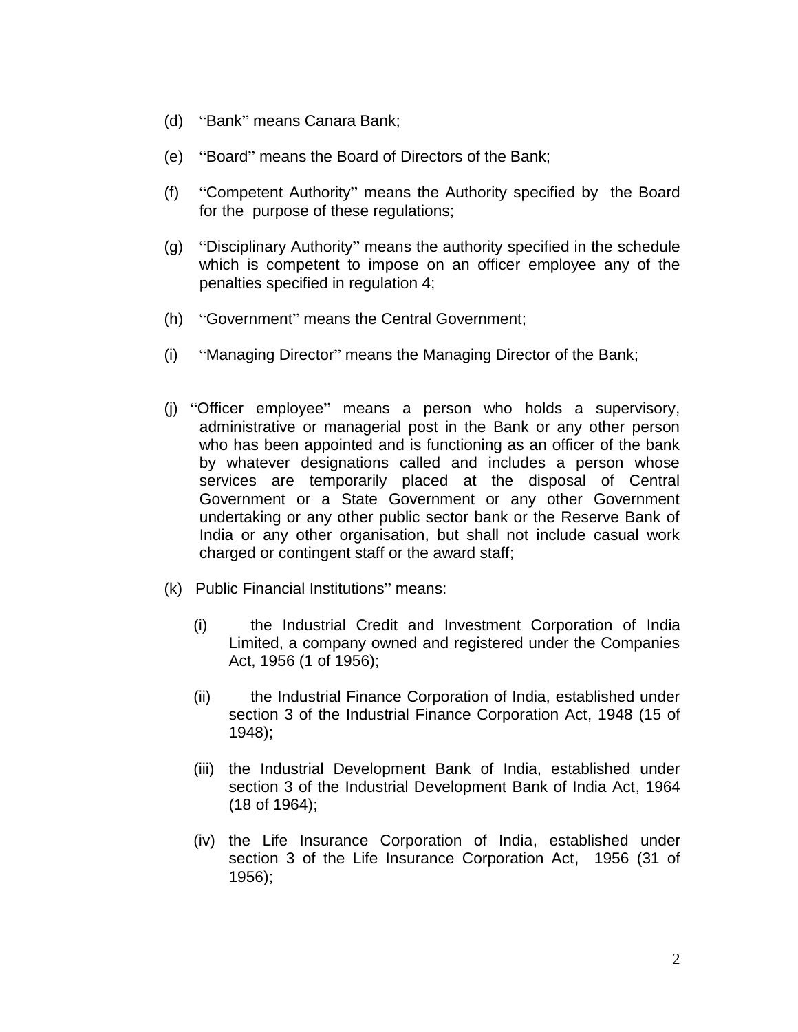(d) "Bank" means Canara Bank;

(e) "Board" means the Board of Directors of the Bank;

(f) "Competent Authority" means the Authority specified by the Board for the purpose of these regulations;

(g) "Disciplinary Authority" means the authority specified in the schedule which is competent to impose on an officer employee any of the penalties specified in regulation 4;

(h) "Government" means the Central Government;

(i) "Managing Director" means the Managing Director of the Bank;

(j) "Officer employee" means a person who holds a supervisory, administrative or managerial post in the Bank or any other person who has been appointed and is functioning as an officer of the bank by whatever designations called and includes a person whose services are temporarily placed at the disposal of Central Government or a State Government or any other Government undertaking or any other public sector bank or the Reserve Bank of India or any other organisation, but shall not include casual work charged or contingent staff or the award staff;

(k) Public Financial Institutions" means:

(i) the Industrial Credit and Investment Corporation of India Limited, a company owned and registered under the Companies Act, 1956 (1 of 1956);

(ii) the Industrial Finance Corporation of India, established under section 3 of the Industrial Finance Corporation Act, 1948 (15 of 1948);

(iii) the Industrial Development Bank of India, established under section 3 of the Industrial Development Bank of India Act, 1964 (18 of 1964);

(iv) the Life Insurance Corporation of India, established under section 3 of the Life Insurance Corporation Act, 1956 (31 of 1956);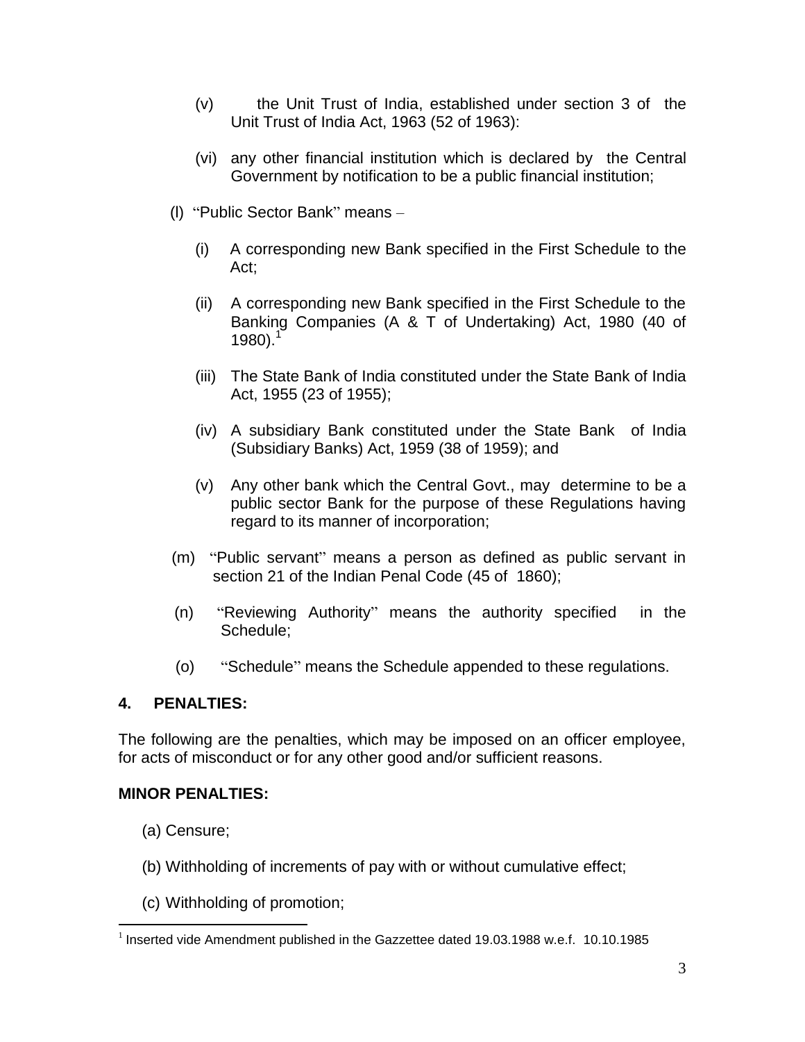(v) the Unit Trust of India, established under section 3 of the Unit Trust of India Act, 1963 (52 of 1963):

(vi) any other financial institution which is declared by the Central Government by notification to be a public financial institution;

(l) "Public Sector Bank" means –

(i) A corresponding new Bank specified in the First Schedule to the Act;

(ii) A corresponding new Bank specified in the First Schedule to the Banking Companies (A & T of Undertaking) Act, 1980 (40 of 1980).[1]

(iii) The State Bank of India constituted under the State Bank of India Act, 1955 (23 of 1955);

(iv) A subsidiary Bank constituted under the State Bank of India (Subsidiary Banks) Act, 1959 (38 of 1959); and

(v) Any other bank which the Central Govt., may determine to be a public sector Bank for the purpose of these Regulations having regard to its manner of incorporation;

(m) "Public servant" means a person as defined as public servant in section 21 of the Indian Penal Code (45 of 1860);

(n) "Reviewing Authority" means the authority specified in the Schedule;

(o) "Schedule" means the Schedule appended to these regulations.

## 4. PENALTIES:

The following are the penalties, which may be imposed on an officer employee, for acts of misconduct or for any other good and/or sufficient reasons.

**MINOR PENALTIES:**

(a) Censure;

(b) Withholding of increments of pay with or without cumulative effect;

(c) Withholding of promotion;

---

[1] Inserted vide Amendment published in the Gazzettee dated 19.03.1988 w.e.f. 10.10.1985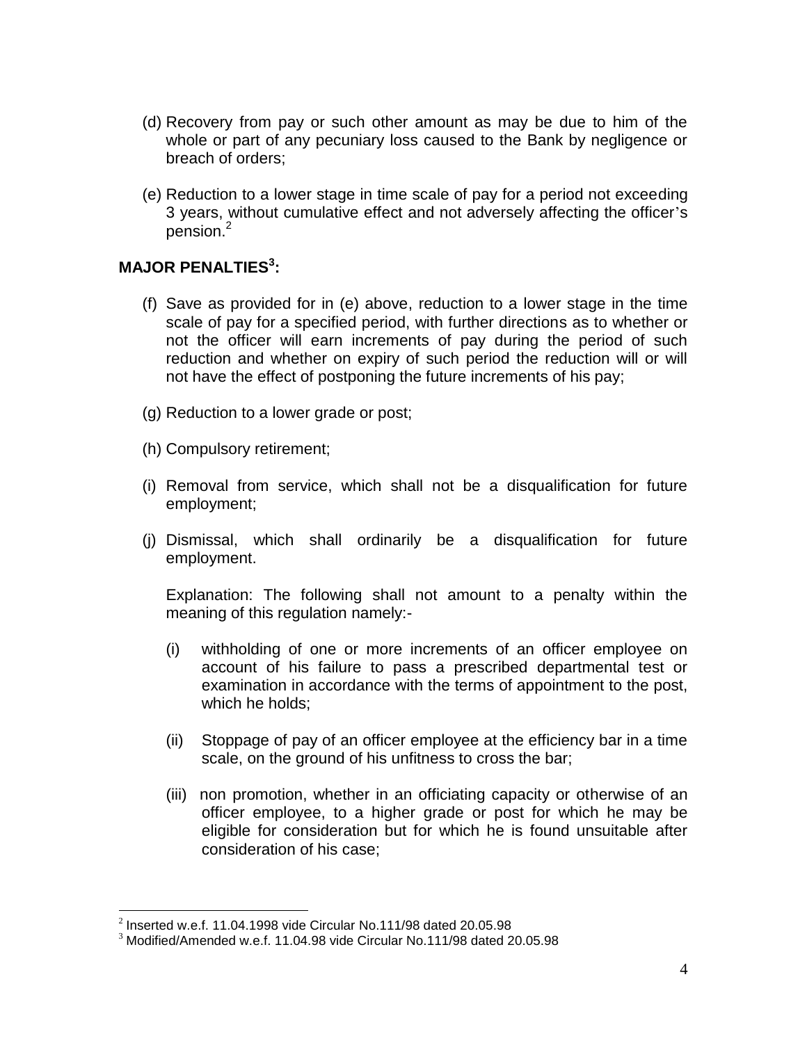(d) Recovery from pay or such other amount as may be due to him of the whole or part of any pecuniary loss caused to the Bank by negligence or breach of orders;

(e) Reduction to a lower stage in time scale of pay for a period not exceeding 3 years, without cumulative effect and not adversely affecting the officer's pension.[2]

**MAJOR PENALTIES[3]:**

(f) Save as provided for in (e) above, reduction to a lower stage in the time scale of pay for a specified period, with further directions as to whether or not the officer will earn increments of pay during the period of such reduction and whether on expiry of such period the reduction will or will not have the effect of postponing the future increments of his pay;

(g) Reduction to a lower grade or post;

(h) Compulsory retirement;

(i) Removal from service, which shall not be a disqualification for future employment;

(j) Dismissal, which shall ordinarily be a disqualification for future employment.

Explanation: The following shall not amount to a penalty within the meaning of this regulation namely:-

(i) withholding of one or more increments of an officer employee on account of his failure to pass a prescribed departmental test or examination in accordance with the terms of appointment to the post, which he holds;

(ii) Stoppage of pay of an officer employee at the efficiency bar in a time scale, on the ground of his unfitness to cross the bar;

(iii) non promotion, whether in an officiating capacity or otherwise of an officer employee, to a higher grade or post for which he may be eligible for consideration but for which he is found unsuitable after consideration of his case;

---

[2] Inserted w.e.f. 11.04.1998 vide Circular No.111/98 dated 20.05.98

[3] Modified/Amended w.e.f. 11.04.98 vide Circular No.111/98 dated 20.05.98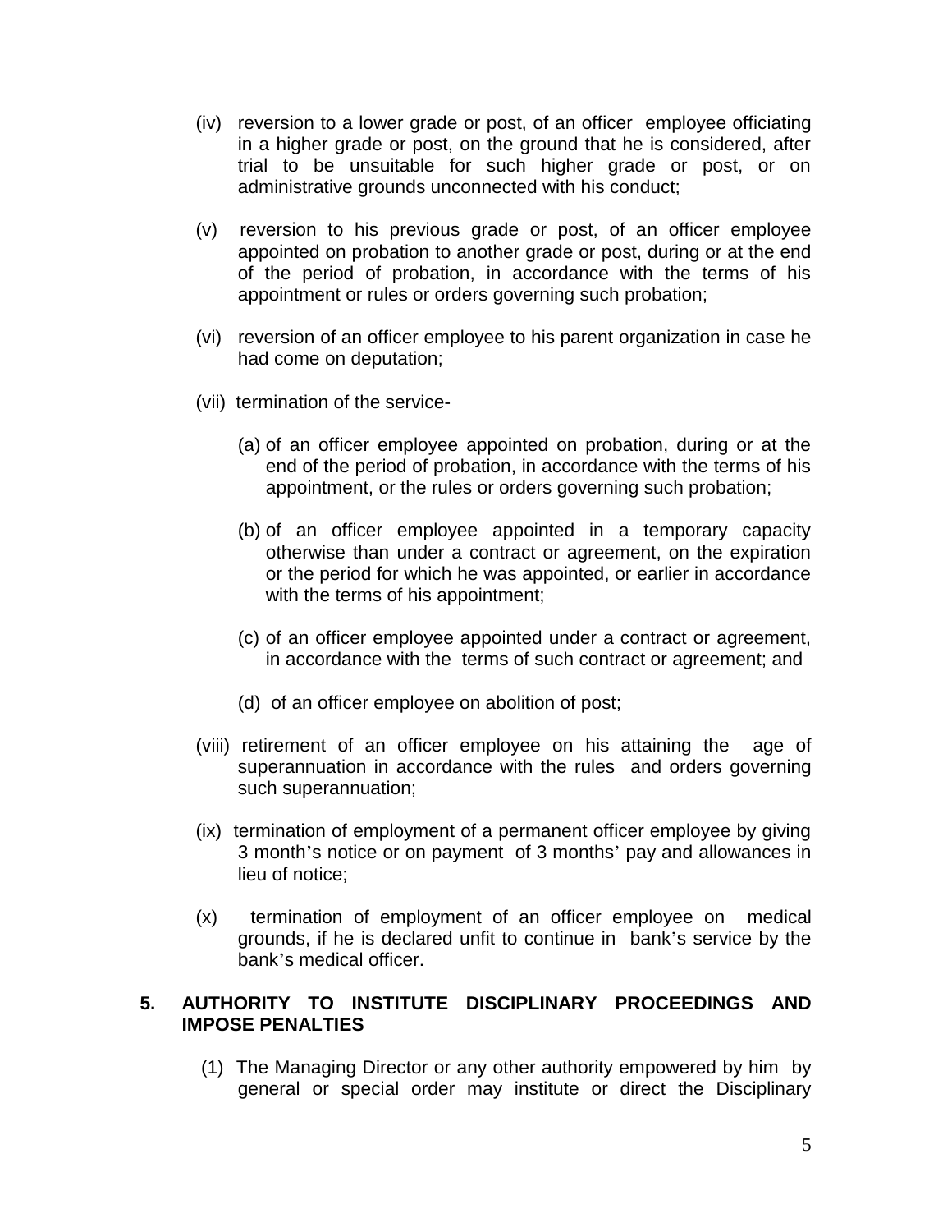(iv) reversion to a lower grade or post, of an officer employee officiating in a higher grade or post, on the ground that he is considered, after trial to be unsuitable for such higher grade or post, or on administrative grounds unconnected with his conduct;

(v) reversion to his previous grade or post, of an officer employee appointed on probation to another grade or post, during or at the end of the period of probation, in accordance with the terms of his appointment or rules or orders governing such probation;

(vi) reversion of an officer employee to his parent organization in case he had come on deputation;

(vii) termination of the service-

(a) of an officer employee appointed on probation, during or at the end of the period of probation, in accordance with the terms of his appointment, or the rules or orders governing such probation;

(b) of an officer employee appointed in a temporary capacity otherwise than under a contract or agreement, on the expiration or the period for which he was appointed, or earlier in accordance with the terms of his appointment;

(c) of an officer employee appointed under a contract or agreement, in accordance with the terms of such contract or agreement; and

(d) of an officer employee on abolition of post;

(viii) retirement of an officer employee on his attaining the age of superannuation in accordance with the rules and orders governing such superannuation;

(ix) termination of employment of a permanent officer employee by giving 3 month's notice or on payment of 3 months' pay and allowances in lieu of notice;

(x) termination of employment of an officer employee on medical grounds, if he is declared unfit to continue in bank's service by the bank's medical officer.

## 5. AUTHORITY TO INSTITUTE DISCIPLINARY PROCEEDINGS AND IMPOSE PENALTIES

(1) The Managing Director or any other authority empowered by him by general or special order may institute or direct the Disciplinary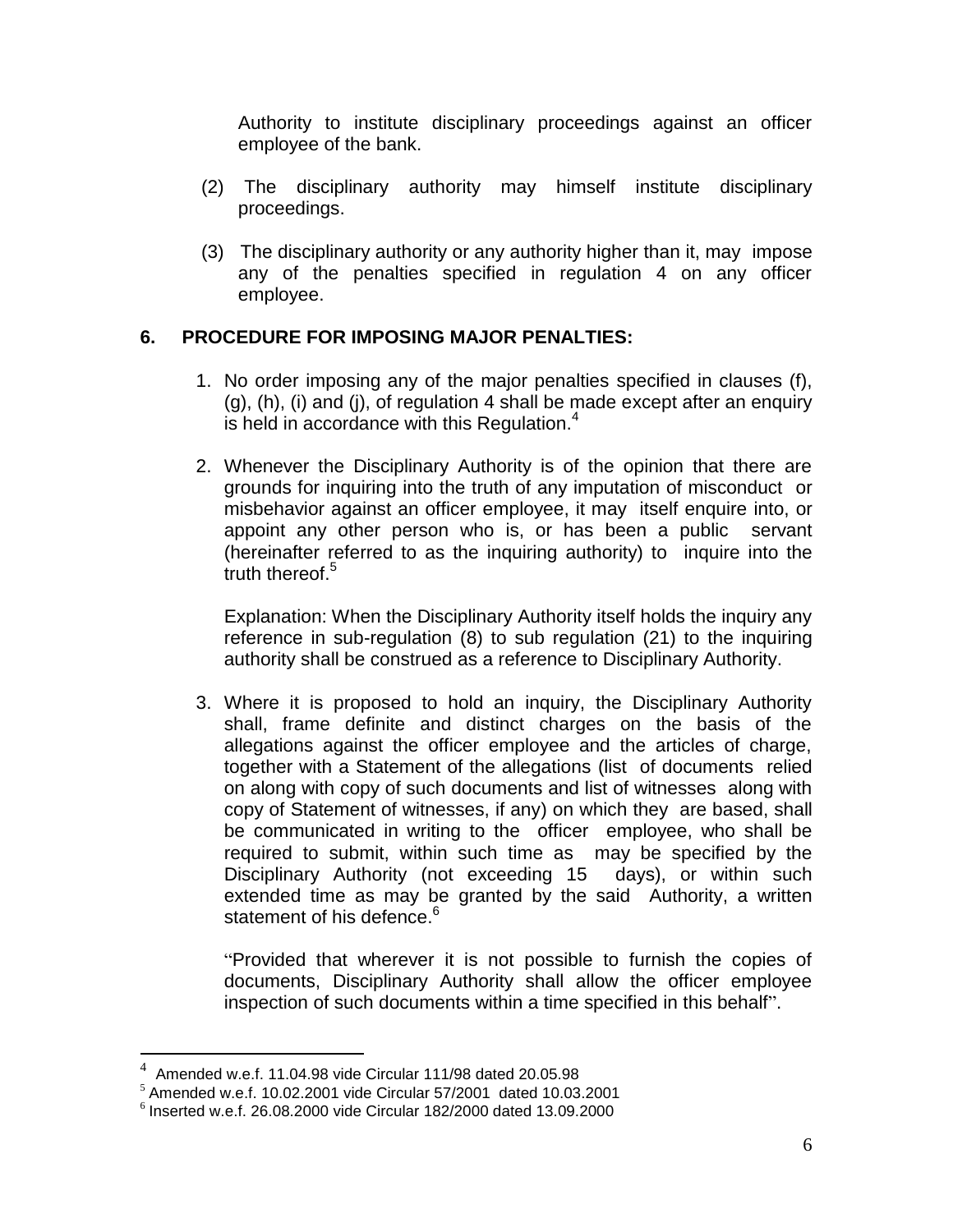Authority to institute disciplinary proceedings against an officer employee of the bank.

(2) The disciplinary authority may himself institute disciplinary proceedings.

(3) The disciplinary authority or any authority higher than it, may impose any of the penalties specified in regulation 4 on any officer employee.

## 6. PROCEDURE FOR IMPOSING MAJOR PENALTIES:

1. No order imposing any of the major penalties specified in clauses (f), (g), (h), (i) and (j), of regulation 4 shall be made except after an enquiry is held in accordance with this Regulation.[4]

2. Whenever the Disciplinary Authority is of the opinion that there are grounds for inquiring into the truth of any imputation of misconduct or misbehavior against an officer employee, it may itself enquire into, or appoint any other person who is, or has been a public servant (hereinafter referred to as the inquiring authority) to inquire into the truth thereof.[5]

   Explanation: When the Disciplinary Authority itself holds the inquiry any reference in sub-regulation (8) to sub regulation (21) to the inquiring authority shall be construed as a reference to Disciplinary Authority.

3. Where it is proposed to hold an inquiry, the Disciplinary Authority shall, frame definite and distinct charges on the basis of the allegations against the officer employee and the articles of charge, together with a Statement of the allegations (list of documents relied on along with copy of such documents and list of witnesses along with copy of Statement of witnesses, if any) on which they are based, shall be communicated in writing to the officer employee, who shall be required to submit, within such time as may be specified by the Disciplinary Authority (not exceeding 15 days), or within such extended time as may be granted by the said Authority, a written statement of his defence.[6]

   "Provided that wherever it is not possible to furnish the copies of documents, Disciplinary Authority shall allow the officer employee inspection of such documents within a time specified in this behalf".

---

[4] Amended w.e.f. 11.04.98 vide Circular 111/98 dated 20.05.98

[5] Amended w.e.f. 10.02.2001 vide Circular 57/2001 dated 10.03.2001

[6] Inserted w.e.f. 26.08.2000 vide Circular 182/2000 dated 13.09.2000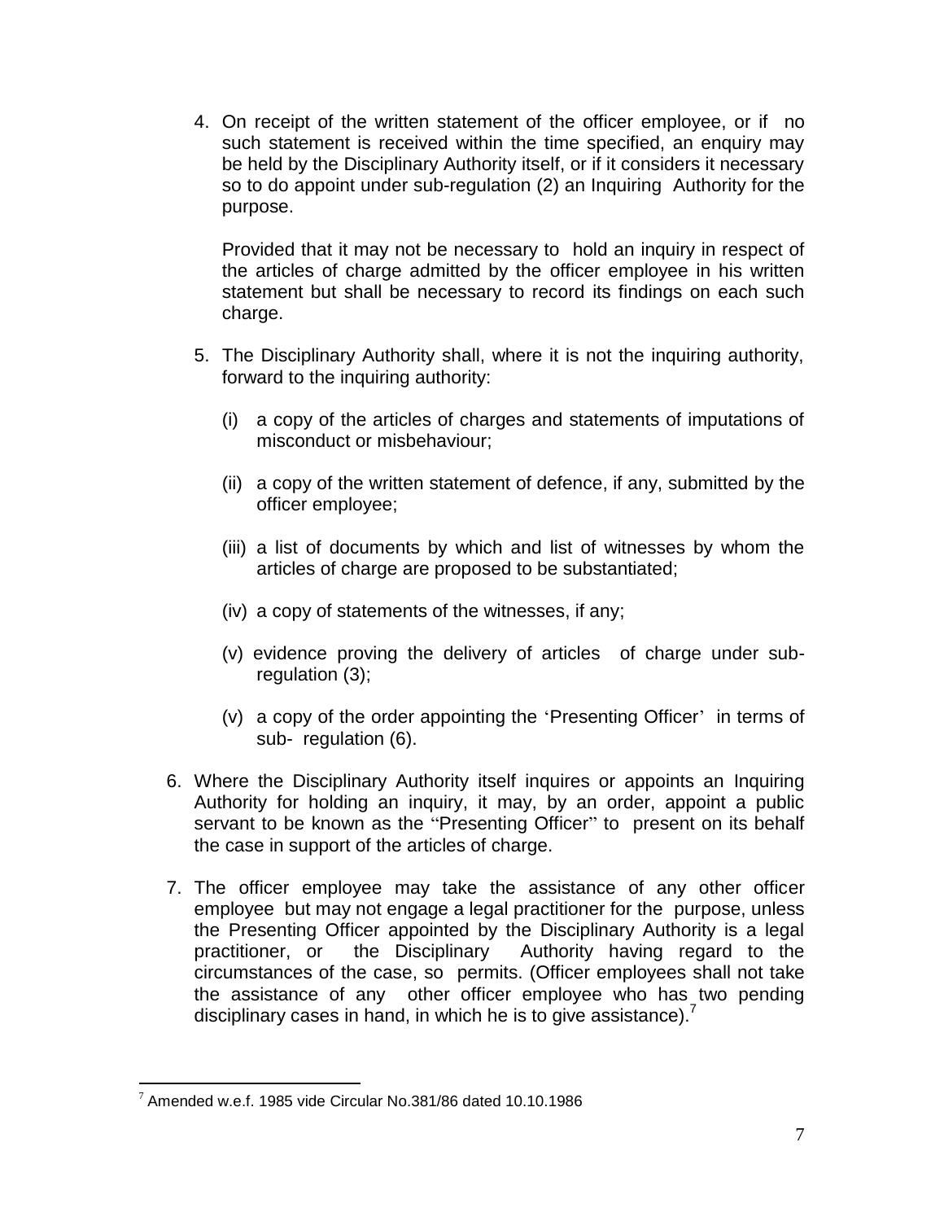4. On receipt of the written statement of the officer employee, or if no such statement is received within the time specified, an enquiry may be held by the Disciplinary Authority itself, or if it considers it necessary so to do appoint under sub-regulation (2) an Inquiring Authority for the purpose.

   Provided that it may not be necessary to hold an inquiry in respect of the articles of charge admitted by the officer employee in his written statement but shall be necessary to record its findings on each such charge.

5. The Disciplinary Authority shall, where it is not the inquiring authority, forward to the inquiring authority:

   (i) a copy of the articles of charges and statements of imputations of misconduct or misbehaviour;

   (ii) a copy of the written statement of defence, if any, submitted by the officer employee;

   (iii) a list of documents by which and list of witnesses by whom the articles of charge are proposed to be substantiated;

   (iv) a copy of statements of the witnesses, if any;

   (v) evidence proving the delivery of articles of charge under sub-regulation (3);

   (v) a copy of the order appointing the 'Presenting Officer' in terms of sub- regulation (6).

6. Where the Disciplinary Authority itself inquires or appoints an Inquiring Authority for holding an inquiry, it may, by an order, appoint a public servant to be known as the "Presenting Officer" to present on its behalf the case in support of the articles of charge.

7. The officer employee may take the assistance of any other officer employee but may not engage a legal practitioner for the purpose, unless the Presenting Officer appointed by the Disciplinary Authority is a legal practitioner, or the Disciplinary Authority having regard to the circumstances of the case, so permits. (Officer employees shall not take the assistance of any other officer employee who has two pending disciplinary cases in hand, in which he is to give assistance).[7]

---

[7] Amended w.e.f. 1985 vide Circular No.381/86 dated 10.10.1986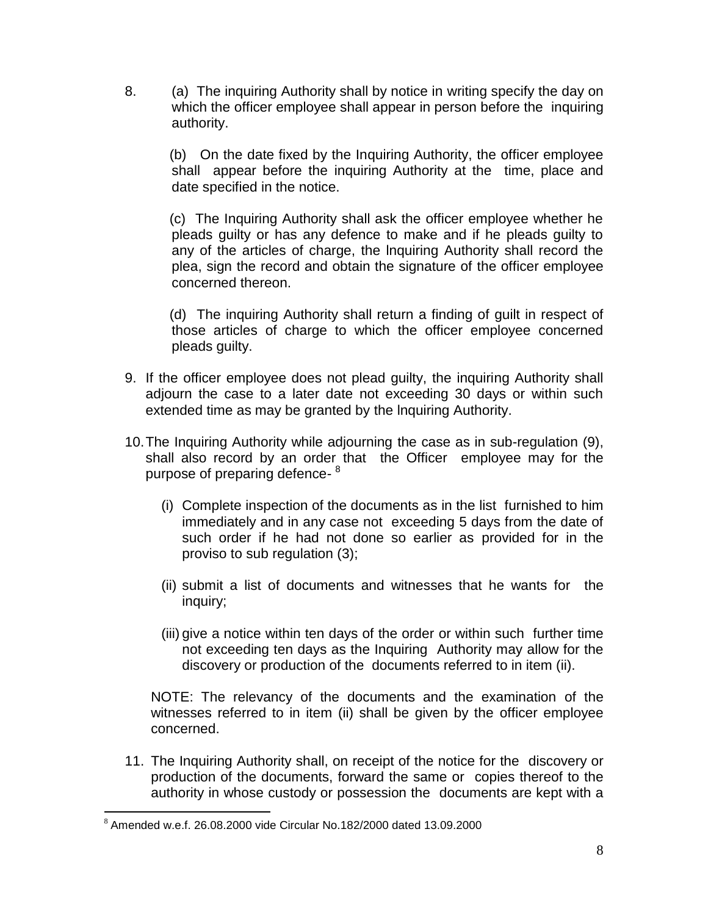8. (a) The inquiring Authority shall by notice in writing specify the day on which the officer employee shall appear in person before the inquiring authority.

   (b) On the date fixed by the Inquiring Authority, the officer employee shall appear before the inquiring Authority at the time, place and date specified in the notice.

   (c) The Inquiring Authority shall ask the officer employee whether he pleads guilty or has any defence to make and if he pleads guilty to any of the articles of charge, the lnquiring Authority shall record the plea, sign the record and obtain the signature of the officer employee concerned thereon.

   (d) The inquiring Authority shall return a finding of guilt in respect of those articles of charge to which the officer employee concerned pleads guilty.

9. If the officer employee does not plead guilty, the inquiring Authority shall adjourn the case to a later date not exceeding 30 days or within such extended time as may be granted by the lnquiring Authority.

10. The Inquiring Authority while adjourning the case as in sub-regulation (9), shall also record by an order that the Officer employee may for the purpose of preparing defence- [8]

    (i) Complete inspection of the documents as in the list furnished to him immediately and in any case not exceeding 5 days from the date of such order if he had not done so earlier as provided for in the proviso to sub regulation (3);

    (ii) submit a list of documents and witnesses that he wants for the inquiry;

    (iii) give a notice within ten days of the order or within such further time not exceeding ten days as the Inquiring Authority may allow for the discovery or production of the documents referred to in item (ii).

    NOTE: The relevancy of the documents and the examination of the witnesses referred to in item (ii) shall be given by the officer employee concerned.

11. The Inquiring Authority shall, on receipt of the notice for the discovery or production of the documents, forward the same or copies thereof to the authority in whose custody or possession the documents are kept with a

---

[8] Amended w.e.f. 26.08.2000 vide Circular No.182/2000 dated 13.09.2000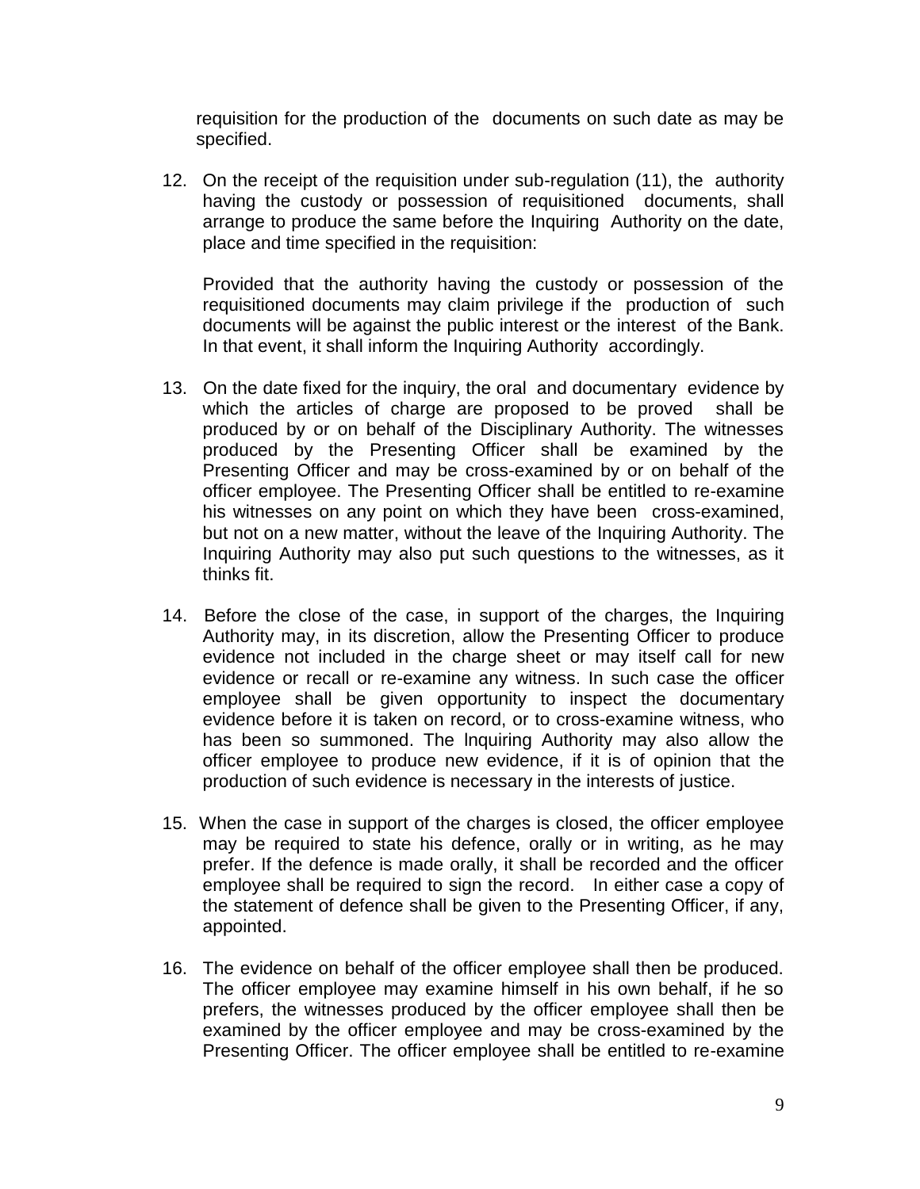requisition for the production of the documents on such date as may be specified.

12. On the receipt of the requisition under sub-regulation (11), the authority having the custody or possession of requisitioned documents, shall arrange to produce the same before the Inquiring Authority on the date, place and time specified in the requisition:

    Provided that the authority having the custody or possession of the requisitioned documents may claim privilege if the production of such documents will be against the public interest or the interest of the Bank. In that event, it shall inform the Inquiring Authority accordingly.

13. On the date fixed for the inquiry, the oral and documentary evidence by which the articles of charge are proposed to be proved shall be produced by or on behalf of the Disciplinary Authority. The witnesses produced by the Presenting Officer shall be examined by the Presenting Officer and may be cross-examined by or on behalf of the officer employee. The Presenting Officer shall be entitled to re-examine his witnesses on any point on which they have been cross-examined, but not on a new matter, without the leave of the Inquiring Authority. The Inquiring Authority may also put such questions to the witnesses, as it thinks fit.

14. Before the close of the case, in support of the charges, the Inquiring Authority may, in its discretion, allow the Presenting Officer to produce evidence not included in the charge sheet or may itself call for new evidence or recall or re-examine any witness. In such case the officer employee shall be given opportunity to inspect the documentary evidence before it is taken on record, or to cross-examine witness, who has been so summoned. The Inquiring Authority may also allow the officer employee to produce new evidence, if it is of opinion that the production of such evidence is necessary in the interests of justice.

15. When the case in support of the charges is closed, the officer employee may be required to state his defence, orally or in writing, as he may prefer. If the defence is made orally, it shall be recorded and the officer employee shall be required to sign the record. In either case a copy of the statement of defence shall be given to the Presenting Officer, if any, appointed.

16. The evidence on behalf of the officer employee shall then be produced. The officer employee may examine himself in his own behalf, if he so prefers, the witnesses produced by the officer employee shall then be examined by the officer employee and may be cross-examined by the Presenting Officer. The officer employee shall be entitled to re-examine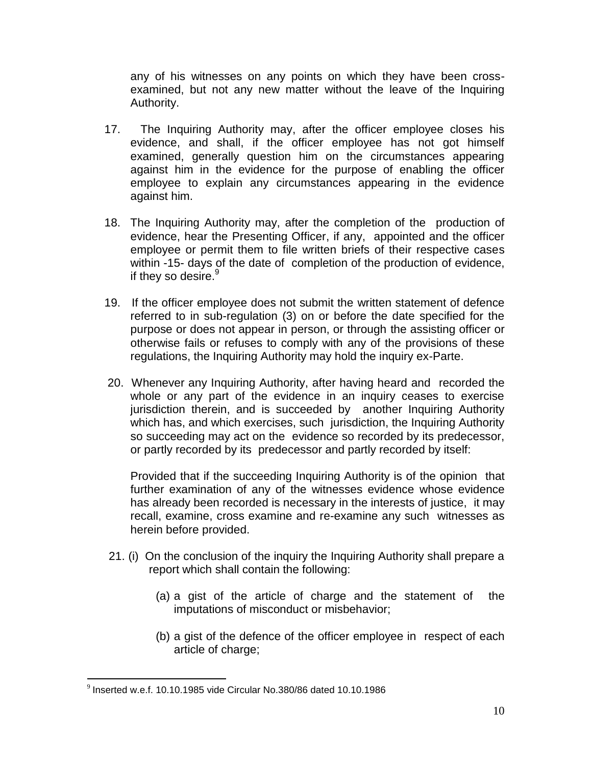any of his witnesses on any points on which they have been cross-examined, but not any new matter without the leave of the lnquiring Authority.

17. The Inquiring Authority may, after the officer employee closes his evidence, and shall, if the officer employee has not got himself examined, generally question him on the circumstances appearing against him in the evidence for the purpose of enabling the officer employee to explain any circumstances appearing in the evidence against him.

18. The Inquiring Authority may, after the completion of the production of evidence, hear the Presenting Officer, if any, appointed and the officer employee or permit them to file written briefs of their respective cases within -15- days of the date of completion of the production of evidence, if they so desire.[9]

19. If the officer employee does not submit the written statement of defence referred to in sub-regulation (3) on or before the date specified for the purpose or does not appear in person, or through the assisting officer or otherwise fails or refuses to comply with any of the provisions of these regulations, the Inquiring Authority may hold the inquiry ex-Parte.

20. Whenever any Inquiring Authority, after having heard and recorded the whole or any part of the evidence in an inquiry ceases to exercise jurisdiction therein, and is succeeded by another Inquiring Authority which has, and which exercises, such jurisdiction, the Inquiring Authority so succeeding may act on the evidence so recorded by its predecessor, or partly recorded by its predecessor and partly recorded by itself:

    Provided that if the succeeding Inquiring Authority is of the opinion that further examination of any of the witnesses evidence whose evidence has already been recorded is necessary in the interests of justice, it may recall, examine, cross examine and re-examine any such witnesses as herein before provided.

21. (i) On the conclusion of the inquiry the Inquiring Authority shall prepare a report which shall contain the following:

    (a) a gist of the article of charge and the statement of the imputations of misconduct or misbehavior;

    (b) a gist of the defence of the officer employee in respect of each article of charge;

---

[9] Inserted w.e.f. 10.10.1985 vide Circular No.380/86 dated 10.10.1986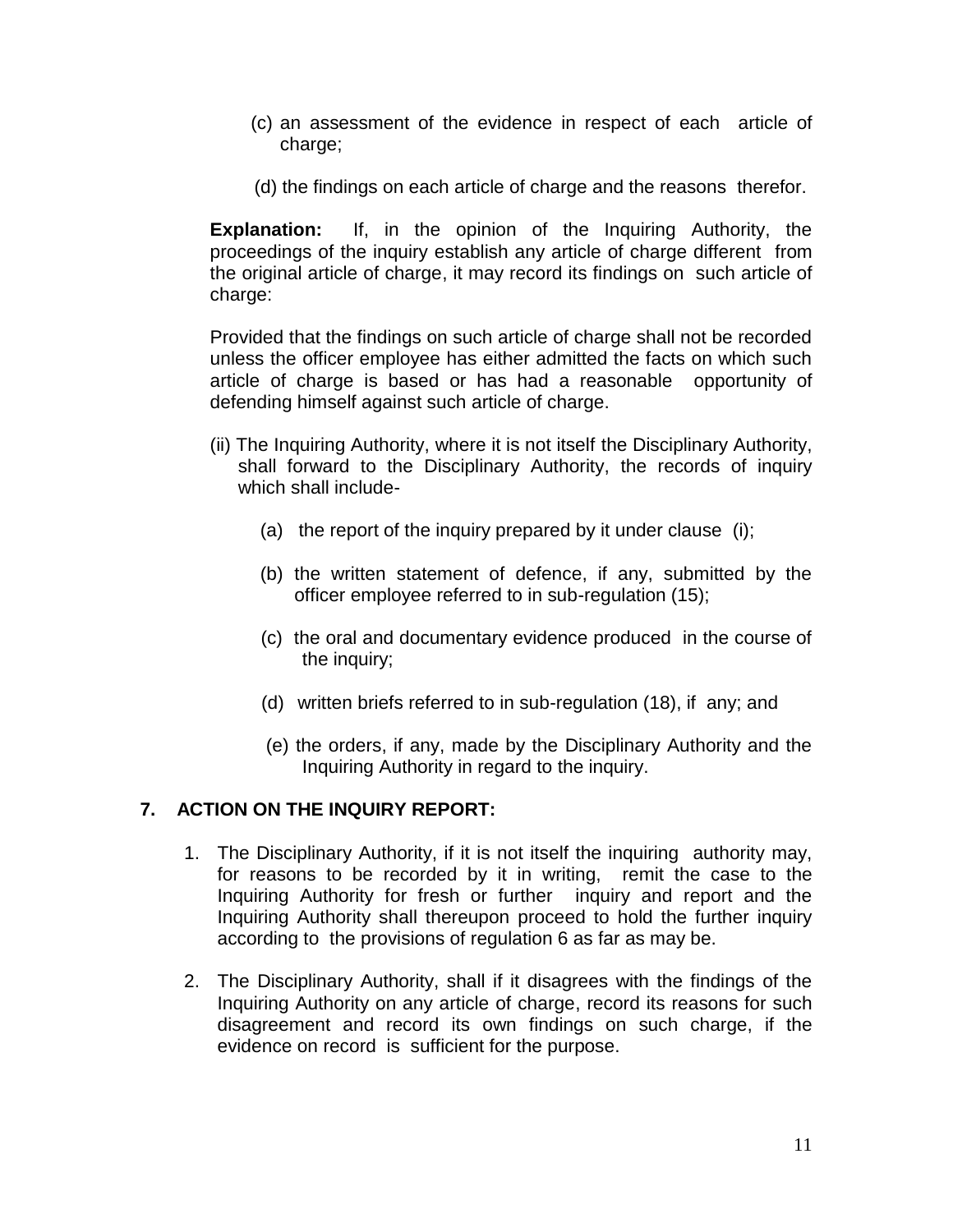(c) an assessment of the evidence in respect of each article of charge;

(d) the findings on each article of charge and the reasons therefor.

**Explanation:** If, in the opinion of the Inquiring Authority, the proceedings of the inquiry establish any article of charge different from the original article of charge, it may record its findings on such article of charge:

Provided that the findings on such article of charge shall not be recorded unless the officer employee has either admitted the facts on which such article of charge is based or has had a reasonable opportunity of defending himself against such article of charge.

(ii) The Inquiring Authority, where it is not itself the Disciplinary Authority, shall forward to the Disciplinary Authority, the records of inquiry which shall include-

(a) the report of the inquiry prepared by it under clause (i);

(b) the written statement of defence, if any, submitted by the officer employee referred to in sub-regulation (15);

(c) the oral and documentary evidence produced in the course of the inquiry;

(d) written briefs referred to in sub-regulation (18), if any; and

(e) the orders, if any, made by the Disciplinary Authority and the Inquiring Authority in regard to the inquiry.

## 7. ACTION ON THE INQUIRY REPORT:

1. The Disciplinary Authority, if it is not itself the inquiring authority may, for reasons to be recorded by it in writing, remit the case to the Inquiring Authority for fresh or further inquiry and report and the Inquiring Authority shall thereupon proceed to hold the further inquiry according to the provisions of regulation 6 as far as may be.

2. The Disciplinary Authority, shall if it disagrees with the findings of the Inquiring Authority on any article of charge, record its reasons for such disagreement and record its own findings on such charge, if the evidence on record is sufficient for the purpose.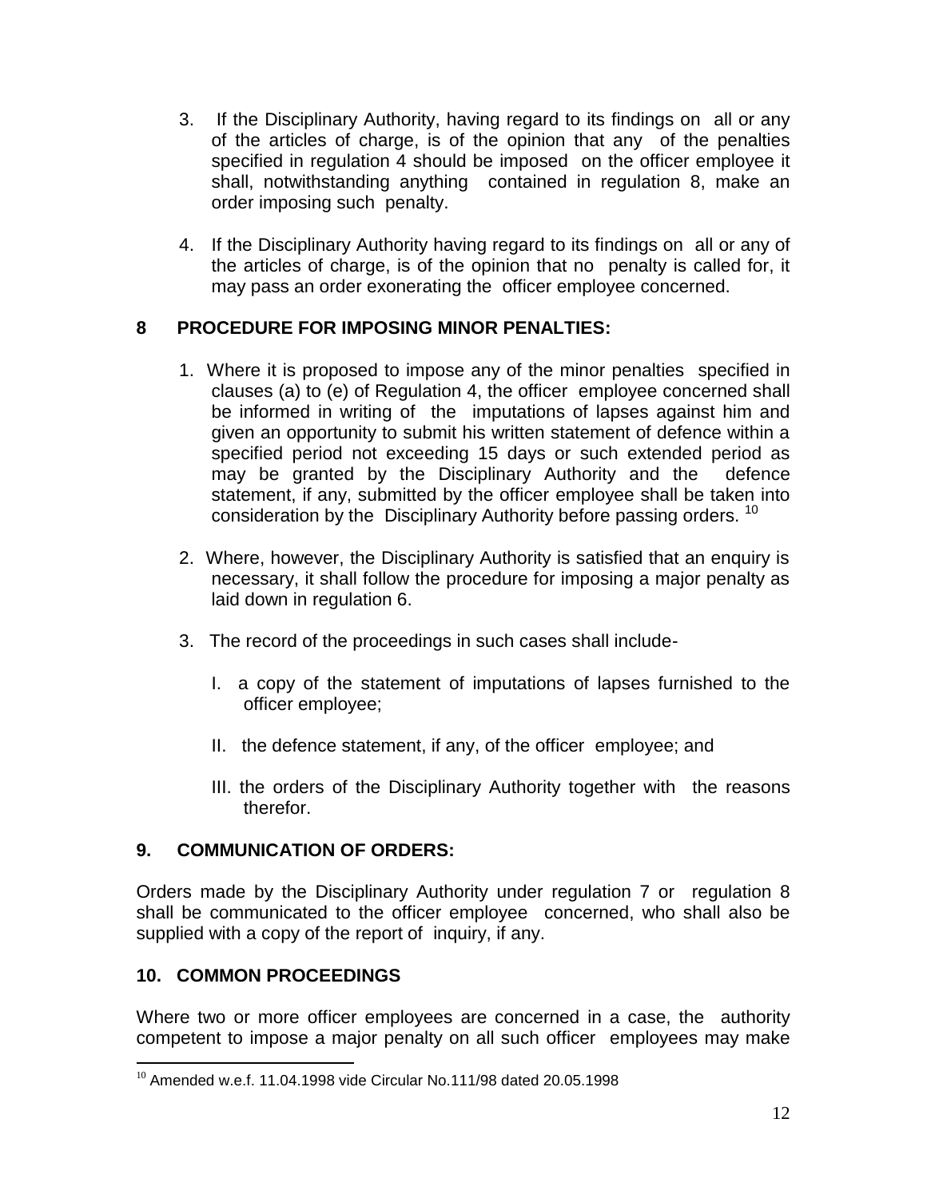3. If the Disciplinary Authority, having regard to its findings on all or any of the articles of charge, is of the opinion that any of the penalties specified in regulation 4 should be imposed on the officer employee it shall, notwithstanding anything contained in regulation 8, make an order imposing such penalty.

4. If the Disciplinary Authority having regard to its findings on all or any of the articles of charge, is of the opinion that no penalty is called for, it may pass an order exonerating the officer employee concerned.

## 8 PROCEDURE FOR IMPOSING MINOR PENALTIES:

1. Where it is proposed to impose any of the minor penalties specified in clauses (a) to (e) of Regulation 4, the officer employee concerned shall be informed in writing of the imputations of lapses against him and given an opportunity to submit his written statement of defence within a specified period not exceeding 15 days or such extended period as may be granted by the Disciplinary Authority and the defence statement, if any, submitted by the officer employee shall be taken into consideration by the Disciplinary Authority before passing orders. [10]

2. Where, however, the Disciplinary Authority is satisfied that an enquiry is necessary, it shall follow the procedure for imposing a major penalty as laid down in regulation 6.

3. The record of the proceedings in such cases shall include-

   I. a copy of the statement of imputations of lapses furnished to the officer employee;

   II. the defence statement, if any, of the officer employee; and

   III. the orders of the Disciplinary Authority together with the reasons therefor.

## 9. COMMUNICATION OF ORDERS:

Orders made by the Disciplinary Authority under regulation 7 or regulation 8 shall be communicated to the officer employee concerned, who shall also be supplied with a copy of the report of inquiry, if any.

## 10. COMMON PROCEEDINGS

Where two or more officer employees are concerned in a case, the authority competent to impose a major penalty on all such officer employees may make

---

[10] Amended w.e.f. 11.04.1998 vide Circular No.111/98 dated 20.05.1998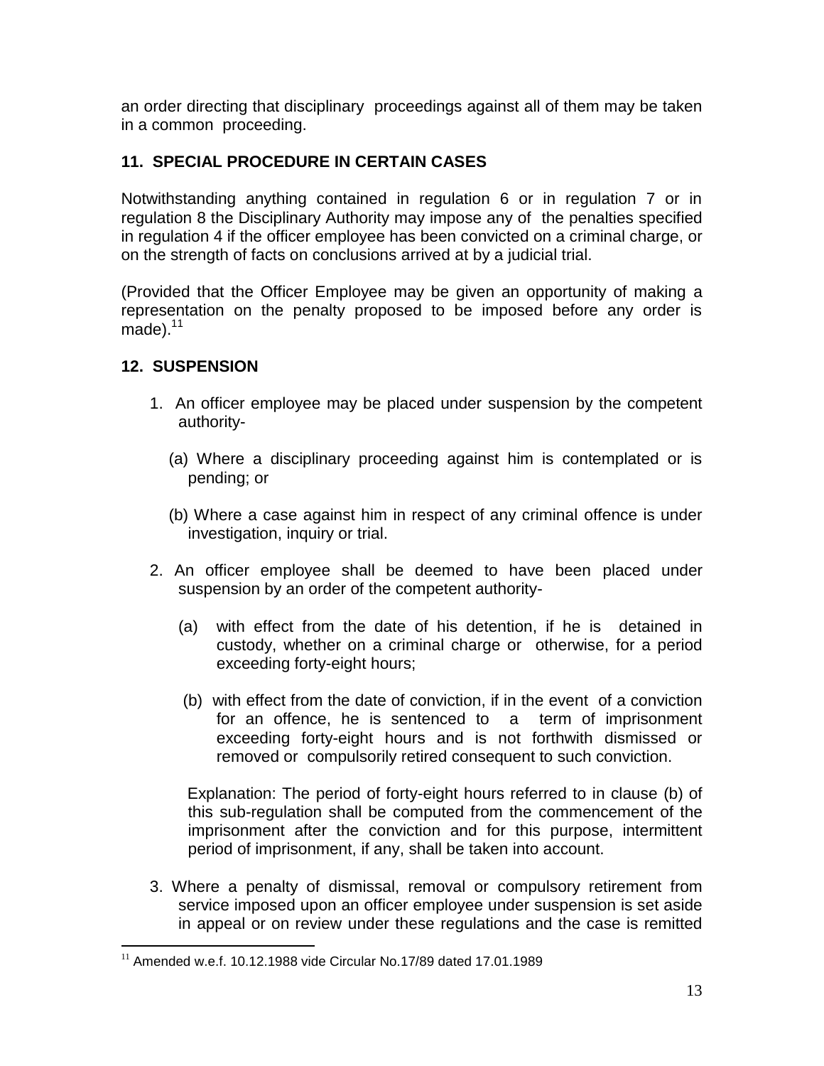an order directing that disciplinary proceedings against all of them may be taken in a common proceeding.

## 11. SPECIAL PROCEDURE IN CERTAIN CASES

Notwithstanding anything contained in regulation 6 or in regulation 7 or in regulation 8 the Disciplinary Authority may impose any of the penalties specified in regulation 4 if the officer employee has been convicted on a criminal charge, or on the strength of facts on conclusions arrived at by a judicial trial.

(Provided that the Officer Employee may be given an opportunity of making a representation on the penalty proposed to be imposed before any order is made).[11]

## 12. SUSPENSION

1. An officer employee may be placed under suspension by the competent authority-

   (a) Where a disciplinary proceeding against him is contemplated or is pending; or

   (b) Where a case against him in respect of any criminal offence is under investigation, inquiry or trial.

2. An officer employee shall be deemed to have been placed under suspension by an order of the competent authority-

   (a) with effect from the date of his detention, if he is detained in custody, whether on a criminal charge or otherwise, for a period exceeding forty-eight hours;

   (b) with effect from the date of conviction, if in the event of a conviction for an offence, he is sentenced to a term of imprisonment exceeding forty-eight hours and is not forthwith dismissed or removed or compulsorily retired consequent to such conviction.

   Explanation: The period of forty-eight hours referred to in clause (b) of this sub-regulation shall be computed from the commencement of the imprisonment after the conviction and for this purpose, intermittent period of imprisonment, if any, shall be taken into account.

3. Where a penalty of dismissal, removal or compulsory retirement from service imposed upon an officer employee under suspension is set aside in appeal or on review under these regulations and the case is remitted

---

[11] Amended w.e.f. 10.12.1988 vide Circular No.17/89 dated 17.01.1989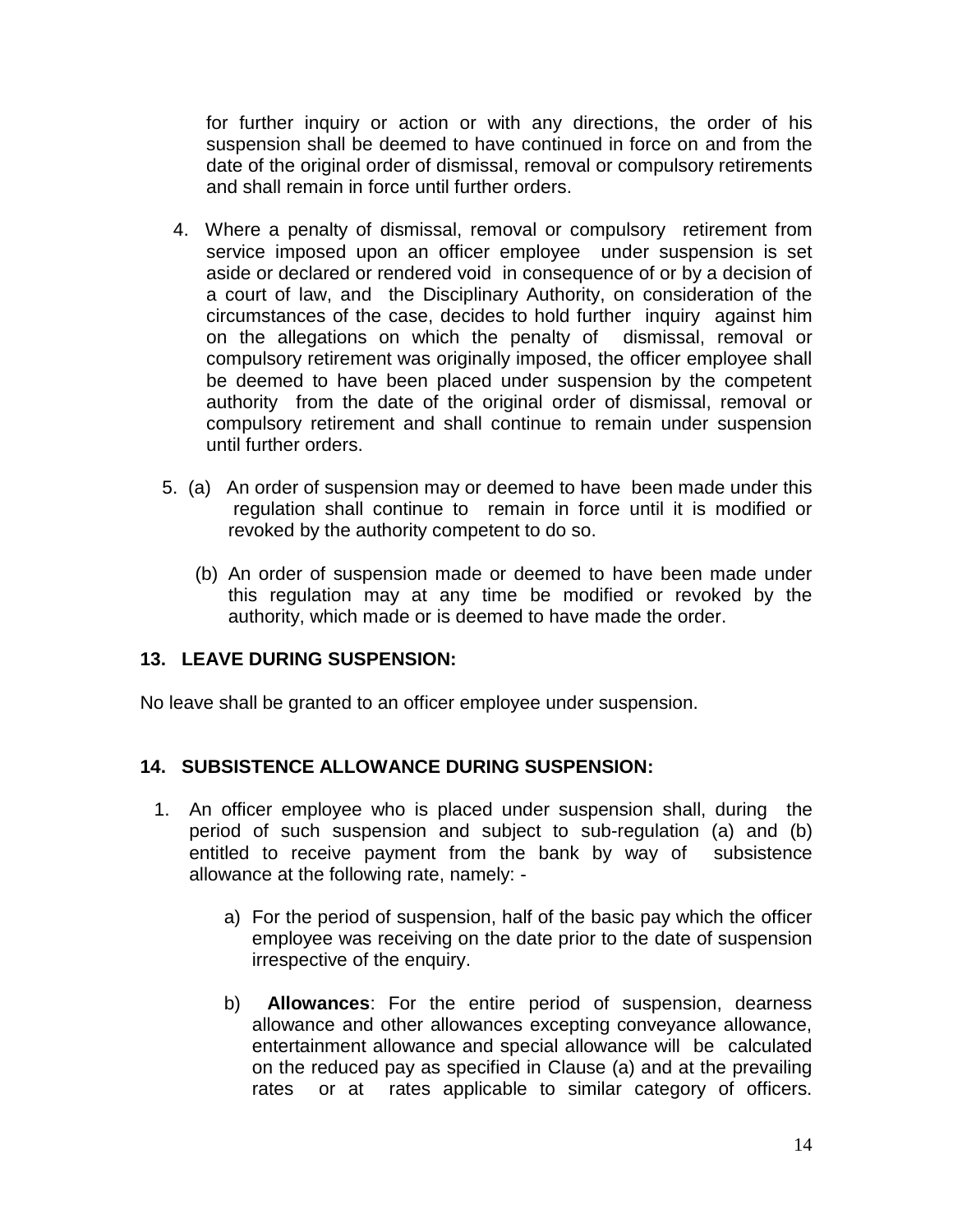for further inquiry or action or with any directions, the order of his suspension shall be deemed to have continued in force on and from the date of the original order of dismissal, removal or compulsory retirements and shall remain in force until further orders.

4. Where a penalty of dismissal, removal or compulsory retirement from service imposed upon an officer employee under suspension is set aside or declared or rendered void in consequence of or by a decision of a court of law, and the Disciplinary Authority, on consideration of the circumstances of the case, decides to hold further inquiry against him on the allegations on which the penalty of dismissal, removal or compulsory retirement was originally imposed, the officer employee shall be deemed to have been placed under suspension by the competent authority from the date of the original order of dismissal, removal or compulsory retirement and shall continue to remain under suspension until further orders.

5. (a) An order of suspension may or deemed to have been made under this regulation shall continue to remain in force until it is modified or revoked by the authority competent to do so.

   (b) An order of suspension made or deemed to have been made under this regulation may at any time be modified or revoked by the authority, which made or is deemed to have made the order.

## 13. LEAVE DURING SUSPENSION:

No leave shall be granted to an officer employee under suspension.

## 14. SUBSISTENCE ALLOWANCE DURING SUSPENSION:

1. An officer employee who is placed under suspension shall, during the period of such suspension and subject to sub-regulation (a) and (b) entitled to receive payment from the bank by way of subsistence allowance at the following rate, namely: -

   a) For the period of suspension, half of the basic pay which the officer employee was receiving on the date prior to the date of suspension irrespective of the enquiry.

   b) **Allowances**: For the entire period of suspension, dearness allowance and other allowances excepting conveyance allowance, entertainment allowance and special allowance will be calculated on the reduced pay as specified in Clause (a) and at the prevailing rates or at rates applicable to similar category of officers.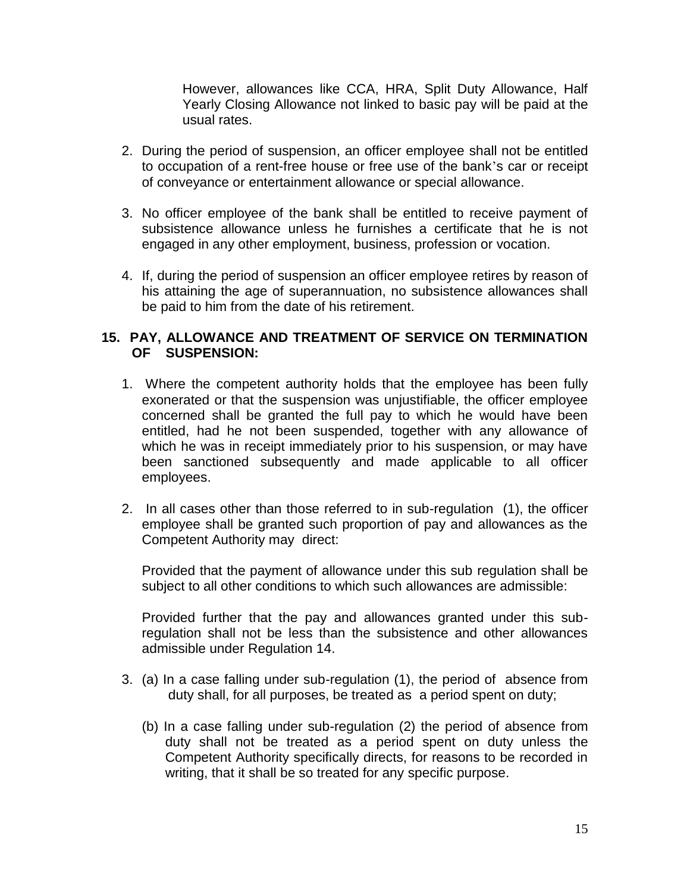However, allowances like CCA, HRA, Split Duty Allowance, Half Yearly Closing Allowance not linked to basic pay will be paid at the usual rates.

2. During the period of suspension, an officer employee shall not be entitled to occupation of a rent-free house or free use of the bank's car or receipt of conveyance or entertainment allowance or special allowance.

3. No officer employee of the bank shall be entitled to receive payment of subsistence allowance unless he furnishes a certificate that he is not engaged in any other employment, business, profession or vocation.

4. If, during the period of suspension an officer employee retires by reason of his attaining the age of superannuation, no subsistence allowances shall be paid to him from the date of his retirement.

## 15. PAY, ALLOWANCE AND TREATMENT OF SERVICE ON TERMINATION OF SUSPENSION:

1. Where the competent authority holds that the employee has been fully exonerated or that the suspension was unjustifiable, the officer employee concerned shall be granted the full pay to which he would have been entitled, had he not been suspended, together with any allowance of which he was in receipt immediately prior to his suspension, or may have been sanctioned subsequently and made applicable to all officer employees.

2. In all cases other than those referred to in sub-regulation (1), the officer employee shall be granted such proportion of pay and allowances as the Competent Authority may direct:

   Provided that the payment of allowance under this sub regulation shall be subject to all other conditions to which such allowances are admissible:

   Provided further that the pay and allowances granted under this sub-regulation shall not be less than the subsistence and other allowances admissible under Regulation 14.

3. (a) In a case falling under sub-regulation (1), the period of absence from duty shall, for all purposes, be treated as a period spent on duty;

   (b) In a case falling under sub-regulation (2) the period of absence from duty shall not be treated as a period spent on duty unless the Competent Authority specifically directs, for reasons to be recorded in writing, that it shall be so treated for any specific purpose.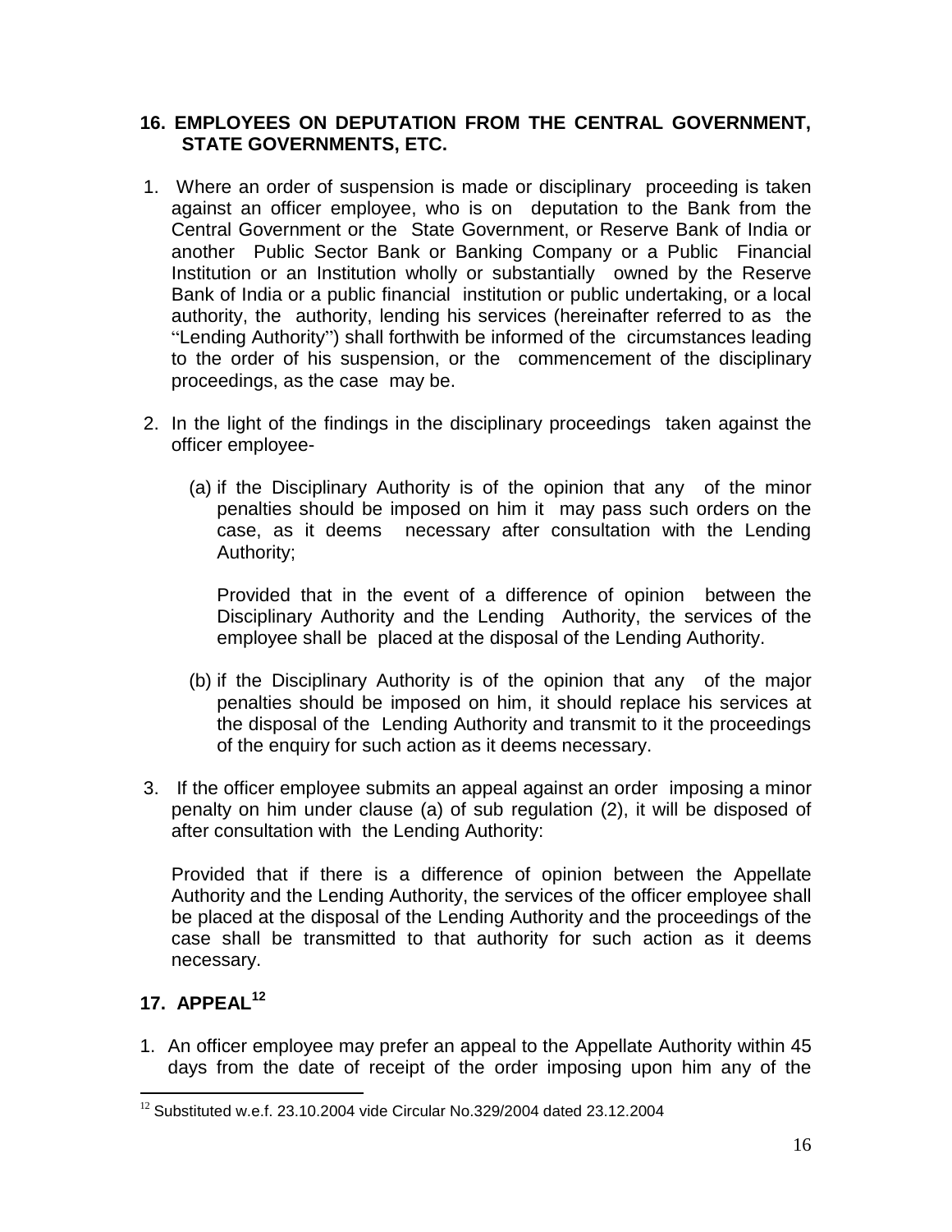## 16. EMPLOYEES ON DEPUTATION FROM THE CENTRAL GOVERNMENT, STATE GOVERNMENTS, ETC.

1. Where an order of suspension is made or disciplinary proceeding is taken against an officer employee, who is on deputation to the Bank from the Central Government or the State Government, or Reserve Bank of India or another Public Sector Bank or Banking Company or a Public Financial Institution or an Institution wholly or substantially owned by the Reserve Bank of India or a public financial institution or public undertaking, or a local authority, the authority, lending his services (hereinafter referred to as the "Lending Authority") shall forthwith be informed of the circumstances leading to the order of his suspension, or the commencement of the disciplinary proceedings, as the case may be.

2. In the light of the findings in the disciplinary proceedings taken against the officer employee-

   (a) if the Disciplinary Authority is of the opinion that any of the minor penalties should be imposed on him it may pass such orders on the case, as it deems necessary after consultation with the Lending Authority;

   Provided that in the event of a difference of opinion between the Disciplinary Authority and the Lending Authority, the services of the employee shall be placed at the disposal of the Lending Authority.

   (b) if the Disciplinary Authority is of the opinion that any of the major penalties should be imposed on him, it should replace his services at the disposal of the Lending Authority and transmit to it the proceedings of the enquiry for such action as it deems necessary.

3. If the officer employee submits an appeal against an order imposing a minor penalty on him under clause (a) of sub regulation (2), it will be disposed of after consultation with the Lending Authority:

   Provided that if there is a difference of opinion between the Appellate Authority and the Lending Authority, the services of the officer employee shall be placed at the disposal of the Lending Authority and the proceedings of the case shall be transmitted to that authority for such action as it deems necessary.

## 17. APPEAL[12]

1. An officer employee may prefer an appeal to the Appellate Authority within 45 days from the date of receipt of the order imposing upon him any of the

---

[12] Substituted w.e.f. 23.10.2004 vide Circular No.329/2004 dated 23.12.2004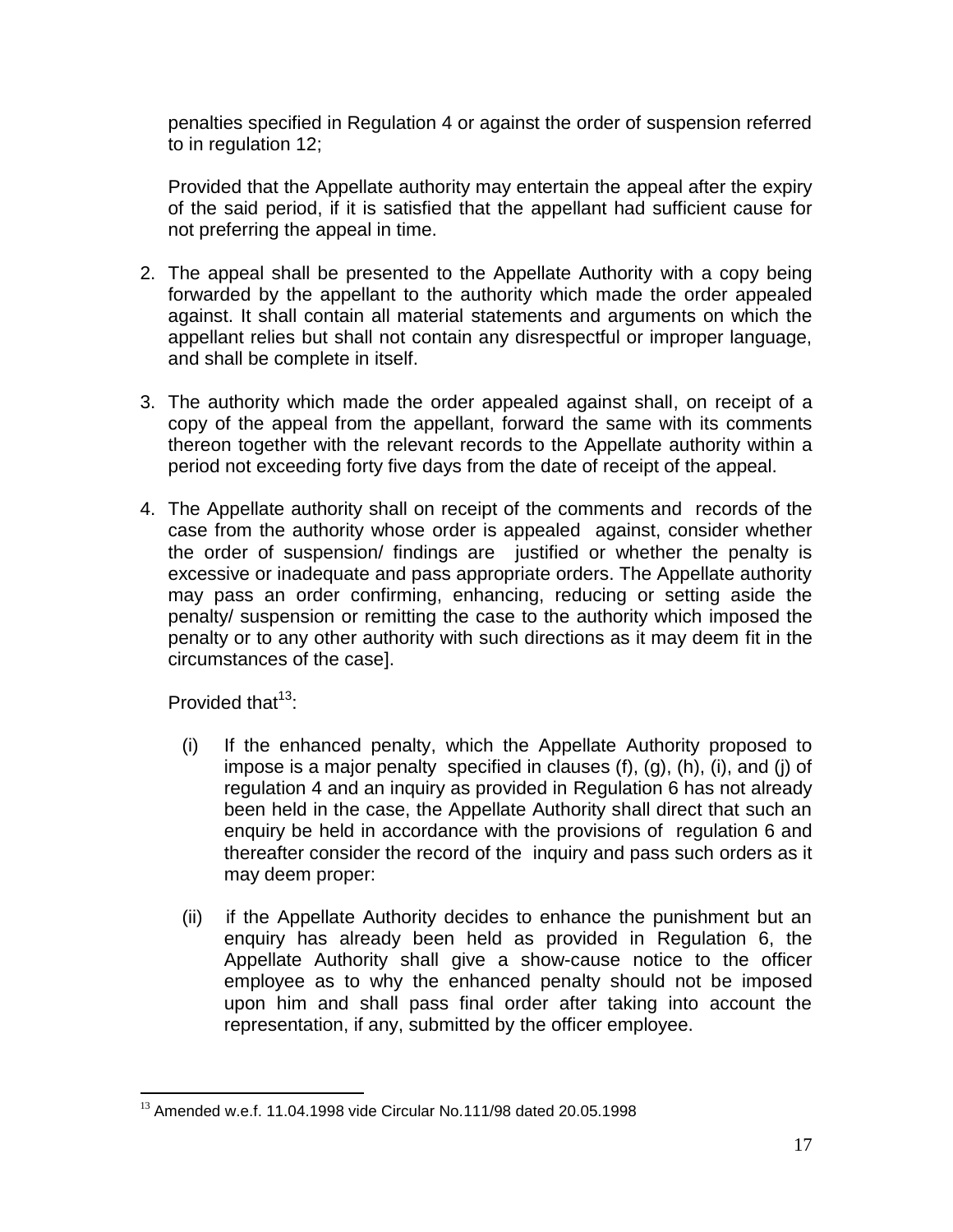penalties specified in Regulation 4 or against the order of suspension referred to in regulation 12;

Provided that the Appellate authority may entertain the appeal after the expiry of the said period, if it is satisfied that the appellant had sufficient cause for not preferring the appeal in time.

2. The appeal shall be presented to the Appellate Authority with a copy being forwarded by the appellant to the authority which made the order appealed against. It shall contain all material statements and arguments on which the appellant relies but shall not contain any disrespectful or improper language, and shall be complete in itself.

3. The authority which made the order appealed against shall, on receipt of a copy of the appeal from the appellant, forward the same with its comments thereon together with the relevant records to the Appellate authority within a period not exceeding forty five days from the date of receipt of the appeal.

4. The Appellate authority shall on receipt of the comments and records of the case from the authority whose order is appealed against, consider whether the order of suspension/ findings are justified or whether the penalty is excessive or inadequate and pass appropriate orders. The Appellate authority may pass an order confirming, enhancing, reducing or setting aside the penalty/ suspension or remitting the case to the authority which imposed the penalty or to any other authority with such directions as it may deem fit in the circumstances of the case].

   Provided that[13]:

   (i) If the enhanced penalty, which the Appellate Authority proposed to impose is a major penalty specified in clauses (f), (g), (h), (i), and (j) of regulation 4 and an inquiry as provided in Regulation 6 has not already been held in the case, the Appellate Authority shall direct that such an enquiry be held in accordance with the provisions of regulation 6 and thereafter consider the record of the inquiry and pass such orders as it may deem proper:

   (ii) if the Appellate Authority decides to enhance the punishment but an enquiry has already been held as provided in Regulation 6, the Appellate Authority shall give a show-cause notice to the officer employee as to why the enhanced penalty should not be imposed upon him and shall pass final order after taking into account the representation, if any, submitted by the officer employee.

---

[13] Amended w.e.f. 11.04.1998 vide Circular No.111/98 dated 20.05.1998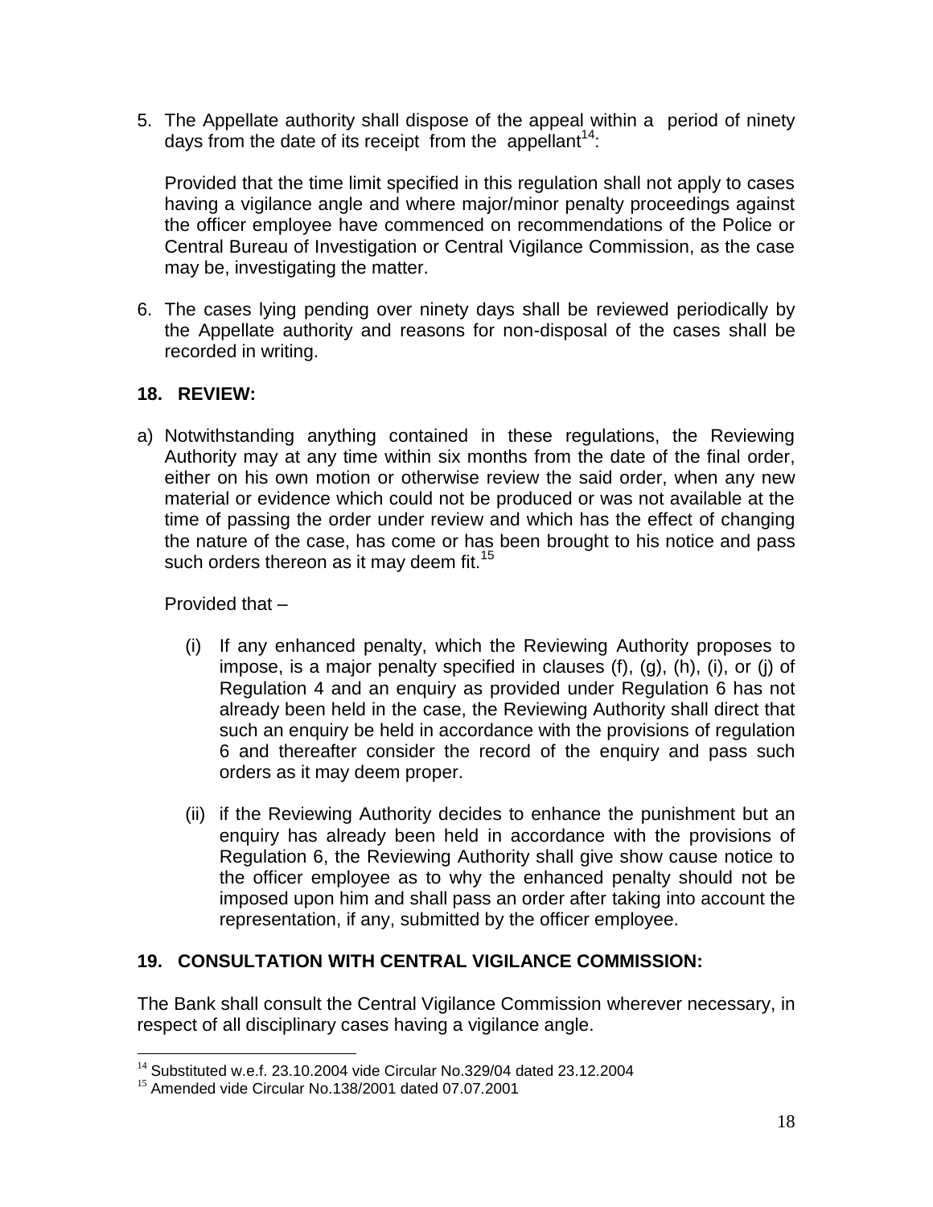5. The Appellate authority shall dispose of the appeal within a period of ninety days from the date of its receipt from the appellant[14]:

   Provided that the time limit specified in this regulation shall not apply to cases having a vigilance angle and where major/minor penalty proceedings against the officer employee have commenced on recommendations of the Police or Central Bureau of Investigation or Central Vigilance Commission, as the case may be, investigating the matter.

6. The cases lying pending over ninety days shall be reviewed periodically by the Appellate authority and reasons for non-disposal of the cases shall be recorded in writing.

## 18. REVIEW:

a) Notwithstanding anything contained in these regulations, the Reviewing Authority may at any time within six months from the date of the final order, either on his own motion or otherwise review the said order, when any new material or evidence which could not be produced or was not available at the time of passing the order under review and which has the effect of changing the nature of the case, has come or has been brought to his notice and pass such orders thereon as it may deem fit.[15]

   Provided that –

   (i) If any enhanced penalty, which the Reviewing Authority proposes to impose, is a major penalty specified in clauses (f), (g), (h), (i), or (j) of Regulation 4 and an enquiry as provided under Regulation 6 has not already been held in the case, the Reviewing Authority shall direct that such an enquiry be held in accordance with the provisions of regulation 6 and thereafter consider the record of the enquiry and pass such orders as it may deem proper.

   (ii) if the Reviewing Authority decides to enhance the punishment but an enquiry has already been held in accordance with the provisions of Regulation 6, the Reviewing Authority shall give show cause notice to the officer employee as to why the enhanced penalty should not be imposed upon him and shall pass an order after taking into account the representation, if any, submitted by the officer employee.

## 19. CONSULTATION WITH CENTRAL VIGILANCE COMMISSION:

The Bank shall consult the Central Vigilance Commission wherever necessary, in respect of all disciplinary cases having a vigilance angle.

---

[14] Substituted w.e.f. 23.10.2004 vide Circular No.329/04 dated 23.12.2004

[15] Amended vide Circular No.138/2001 dated 07.07.2001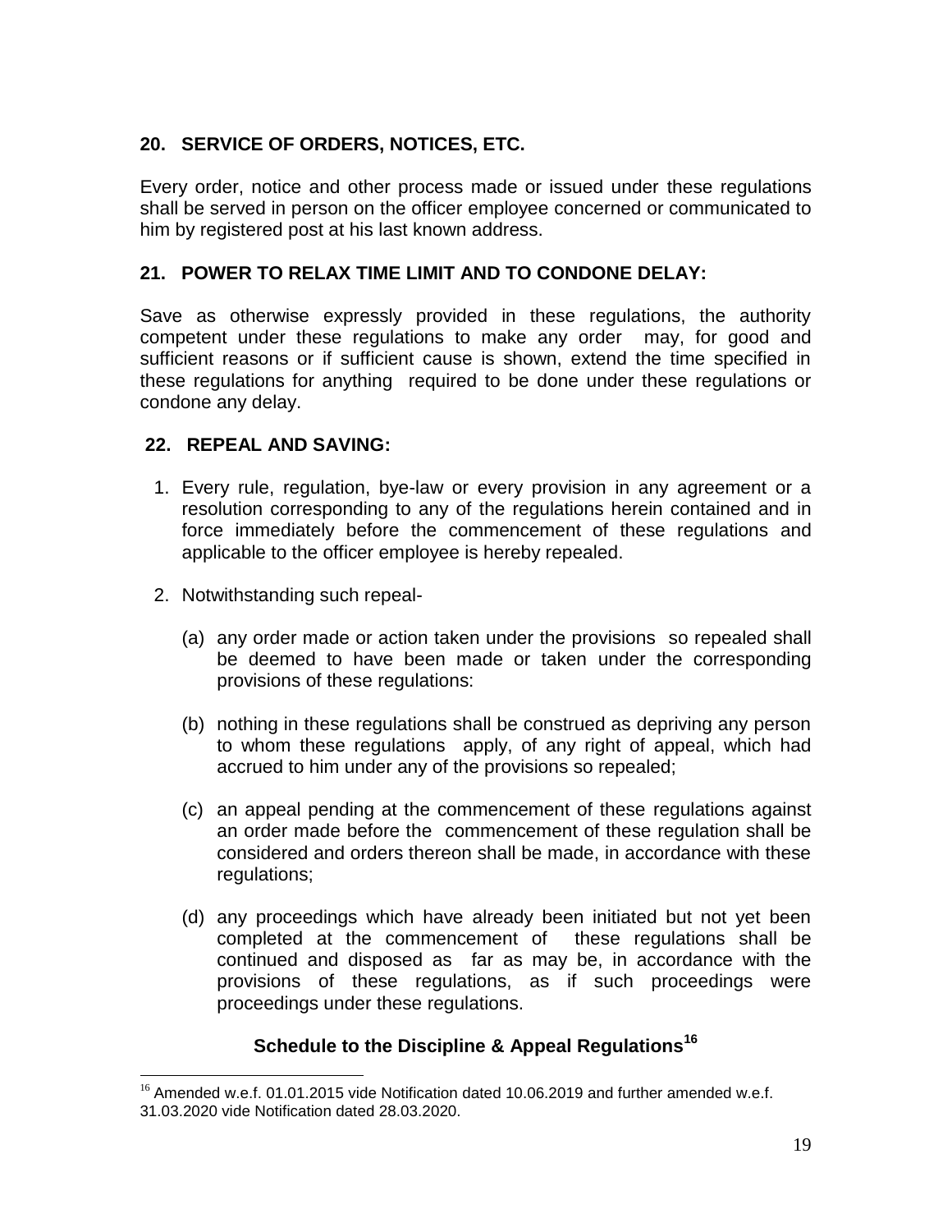## 20. SERVICE OF ORDERS, NOTICES, ETC.

Every order, notice and other process made or issued under these regulations shall be served in person on the officer employee concerned or communicated to him by registered post at his last known address.

## 21. POWER TO RELAX TIME LIMIT AND TO CONDONE DELAY:

Save as otherwise expressly provided in these regulations, the authority competent under these regulations to make any order may, for good and sufficient reasons or if sufficient cause is shown, extend the time specified in these regulations for anything required to be done under these regulations or condone any delay.

## 22. REPEAL AND SAVING:

1. Every rule, regulation, bye-law or every provision in any agreement or a resolution corresponding to any of the regulations herein contained and in force immediately before the commencement of these regulations and applicable to the officer employee is hereby repealed.

2. Notwithstanding such repeal-

   (a) any order made or action taken under the provisions so repealed shall be deemed to have been made or taken under the corresponding provisions of these regulations:

   (b) nothing in these regulations shall be construed as depriving any person to whom these regulations apply, of any right of appeal, which had accrued to him under any of the provisions so repealed;

   (c) an appeal pending at the commencement of these regulations against an order made before the commencement of these regulation shall be considered and orders thereon shall be made, in accordance with these regulations;

   (d) any proceedings which have already been initiated but not yet been completed at the commencement of these regulations shall be continued and disposed as far as may be, in accordance with the provisions of these regulations, as if such proceedings were proceedings under these regulations.

## Schedule to the Discipline & Appeal Regulations[16]

---

[16] Amended w.e.f. 01.01.2015 vide Notification dated 10.06.2019 and further amended w.e.f. 31.03.2020 vide Notification dated 28.03.2020.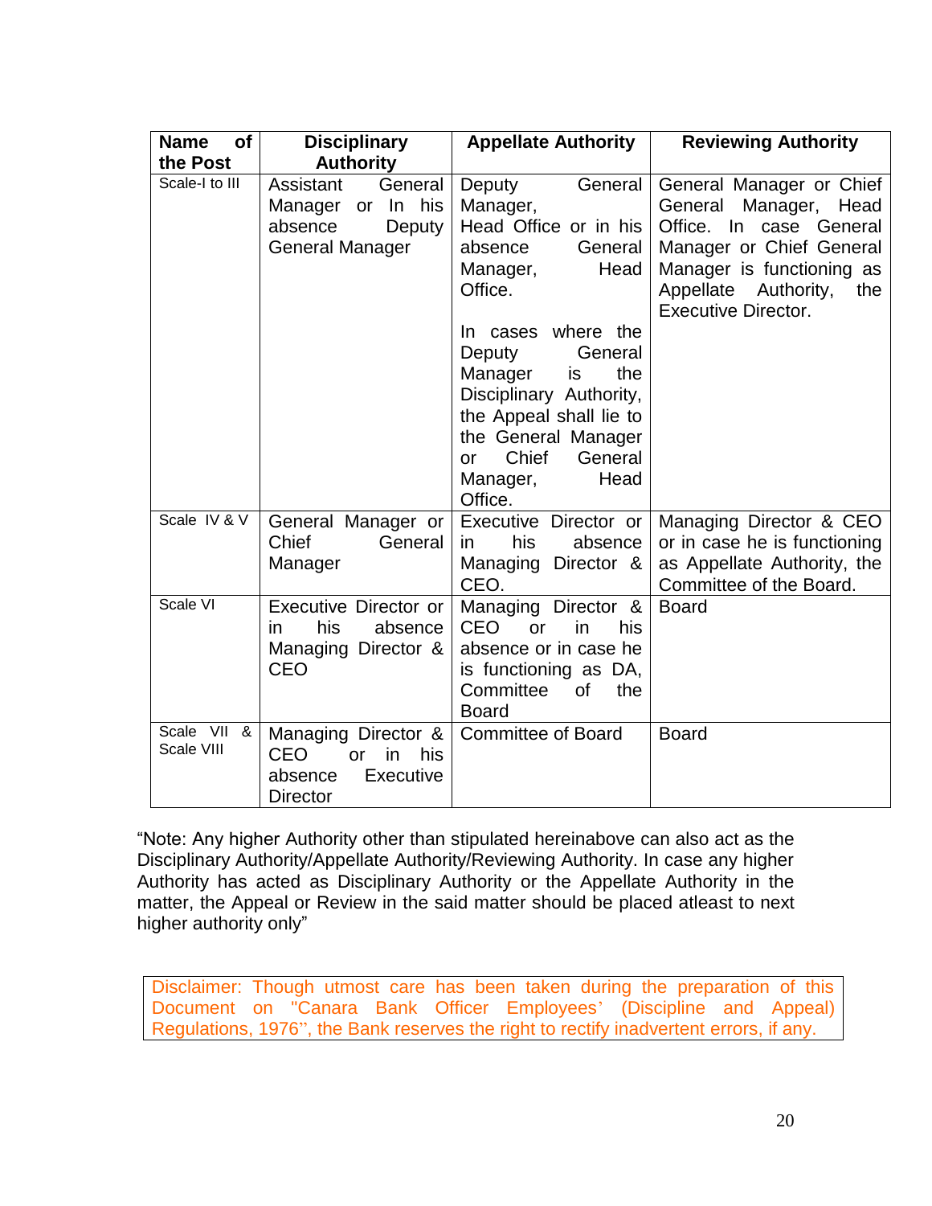| Name of the Post | Disciplinary Authority | Appellate Authority | Reviewing Authority |
|---|---|---|---|
| Scale-I to III | Assistant General Manager or In his absence Deputy General Manager | Deputy General Manager, Head Office or in his absence General Manager, Head Office.<br><br>In cases where the Deputy General Manager is the Disciplinary Authority, the Appeal shall lie to the General Manager or Chief General Manager, Head Office. | General Manager or Chief General Manager, Head Office. In case General Manager or Chief General Manager is functioning as Appellate Authority, the Executive Director. |
| Scale IV & V | General Manager or Chief General Manager | Executive Director or in his absence Managing Director & CEO. | Managing Director & CEO or in case he is functioning as Appellate Authority, the Committee of the Board. |
| Scale VI | Executive Director or in his absence Managing Director & CEO | Managing Director & CEO or in his absence or in case he is functioning as DA, Committee of the Board | Board |
| Scale VII & Scale VIII | Managing Director & CEO or in his absence Executive Director | Committee of Board | Board |

"Note: Any higher Authority other than stipulated hereinabove can also act as the Disciplinary Authority/Appellate Authority/Reviewing Authority. In case any higher Authority has acted as Disciplinary Authority or the Appellate Authority in the matter, the Appeal or Review in the said matter should be placed atleast to next higher authority only"

Disclaimer: Though utmost care has been taken during the preparation of this Document on "Canara Bank Officer Employees' (Discipline and Appeal) Regulations, 1976", the Bank reserves the right to rectify inadvertent errors, if any.